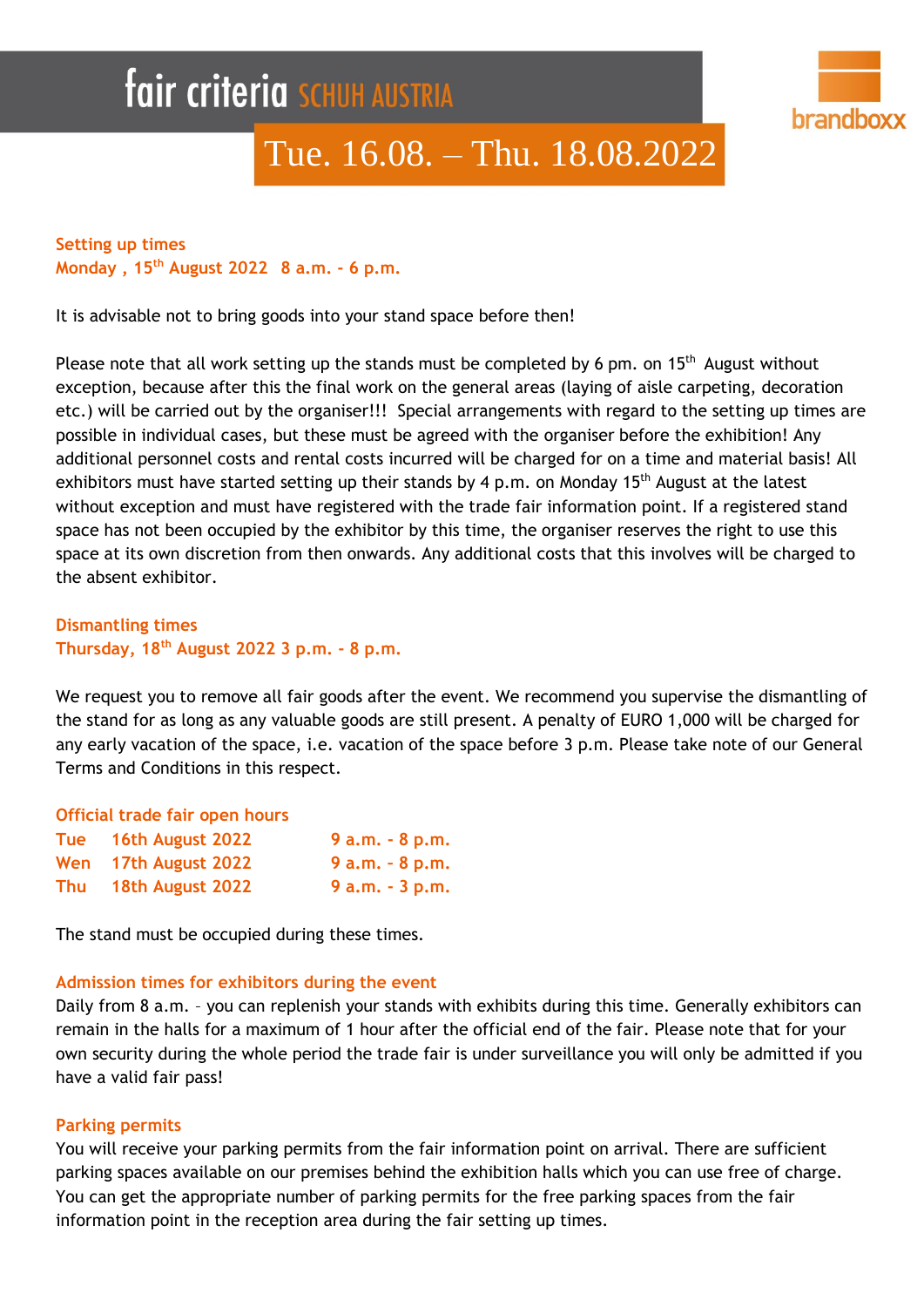# fair criteria SCHUH AUSTRIA

brandboxx

## Tue. 16.08. – Thu. 18.08.2022

**Setting up times**
**Monday , 15th August 2022 8 a.m. - 6 p.m.**

It is advisable not to bring goods into your stand space before then!

Please note that all work setting up the stands must be completed by 6 pm. on 15th August without exception, because after this the final work on the general areas (laying of aisle carpeting, decoration etc.) will be carried out by the organiser!!! Special arrangements with regard to the setting up times are possible in individual cases, but these must be agreed with the organiser before the exhibition! Any additional personnel costs and rental costs incurred will be charged for on a time and material basis! All exhibitors must have started setting up their stands by 4 p.m. on Monday 15th August at the latest without exception and must have registered with the trade fair information point. If a registered stand space has not been occupied by the exhibitor by this time, the organiser reserves the right to use this space at its own discretion from then onwards. Any additional costs that this involves will be charged to the absent exhibitor.

**Dismantling times**
**Thursday, 18th August 2022 3 p.m. - 8 p.m.**

We request you to remove all fair goods after the event. We recommend you supervise the dismantling of the stand for as long as any valuable goods are still present. A penalty of EURO 1,000 will be charged for any early vacation of the space, i.e. vacation of the space before 3 p.m. Please take note of our General Terms and Conditions in this respect.

**Official trade fair open hours**

| | | |
|---|---|---|
| **Tue** | **16th August 2022** | **9 a.m. - 8 p.m.** |
| **Wen** | **17th August 2022** | **9 a.m. - 8 p.m.** |
| **Thu** | **18th August 2022** | **9 a.m. - 3 p.m.** |

The stand must be occupied during these times.

**Admission times for exhibitors during the event**
Daily from 8 a.m. – you can replenish your stands with exhibits during this time. Generally exhibitors can remain in the halls for a maximum of 1 hour after the official end of the fair. Please note that for your own security during the whole period the trade fair is under surveillance you will only be admitted if you have a valid fair pass!

**Parking permits**
You will receive your parking permits from the fair information point on arrival. There are sufficient parking spaces available on our premises behind the exhibition halls which you can use free of charge. You can get the appropriate number of parking permits for the free parking spaces from the fair information point in the reception area during the fair setting up times.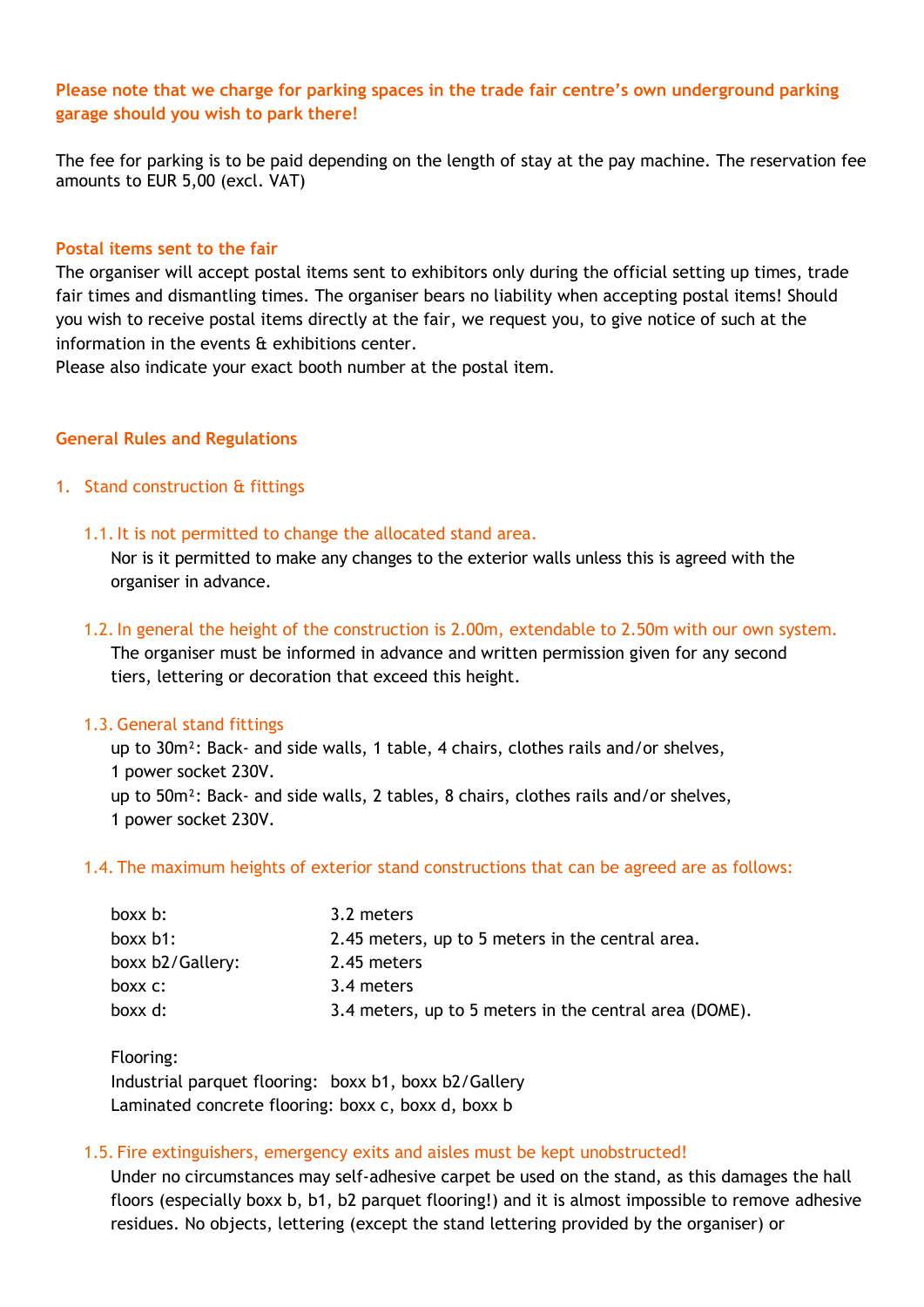**Please note that we charge for parking spaces in the trade fair centre's own underground parking garage should you wish to park there!**

The fee for parking is to be paid depending on the length of stay at the pay machine. The reservation fee amounts to EUR 5,00 (excl. VAT)

**Postal items sent to the fair**

The organiser will accept postal items sent to exhibitors only during the official setting up times, trade fair times and dismantling times. The organiser bears no liability when accepting postal items! Should you wish to receive postal items directly at the fair, we request you, to give notice of such at the information in the events & exhibitions center.
Please also indicate your exact booth number at the postal item.

## General Rules and Regulations

### 1. Stand construction & fittings

#### 1.1. It is not permitted to change the allocated stand area.

Nor is it permitted to make any changes to the exterior walls unless this is agreed with the organiser in advance.

#### 1.2. In general the height of the construction is 2.00m, extendable to 2.50m with our own system.

The organiser must be informed in advance and written permission given for any second tiers, lettering or decoration that exceed this height.

#### 1.3. General stand fittings

up to 30m²: Back- and side walls, 1 table, 4 chairs, clothes rails and/or shelves, 1 power socket 230V.
up to 50m²: Back- and side walls, 2 tables, 8 chairs, clothes rails and/or shelves, 1 power socket 230V.

#### 1.4. The maximum heights of exterior stand constructions that can be agreed are as follows:

| | |
|---|---|
| boxx b: | 3.2 meters |
| boxx b1: | 2.45 meters, up to 5 meters in the central area. |
| boxx b2/Gallery: | 2.45 meters |
| boxx c: | 3.4 meters |
| boxx d: | 3.4 meters, up to 5 meters in the central area (DOME). |

Flooring:
Industrial parquet flooring: boxx b1, boxx b2/Gallery
Laminated concrete flooring: boxx c, boxx d, boxx b

#### 1.5. Fire extinguishers, emergency exits and aisles must be kept unobstructed!

Under no circumstances may self-adhesive carpet be used on the stand, as this damages the hall floors (especially boxx b, b1, b2 parquet flooring!) and it is almost impossible to remove adhesive residues. No objects, lettering (except the stand lettering provided by the organiser) or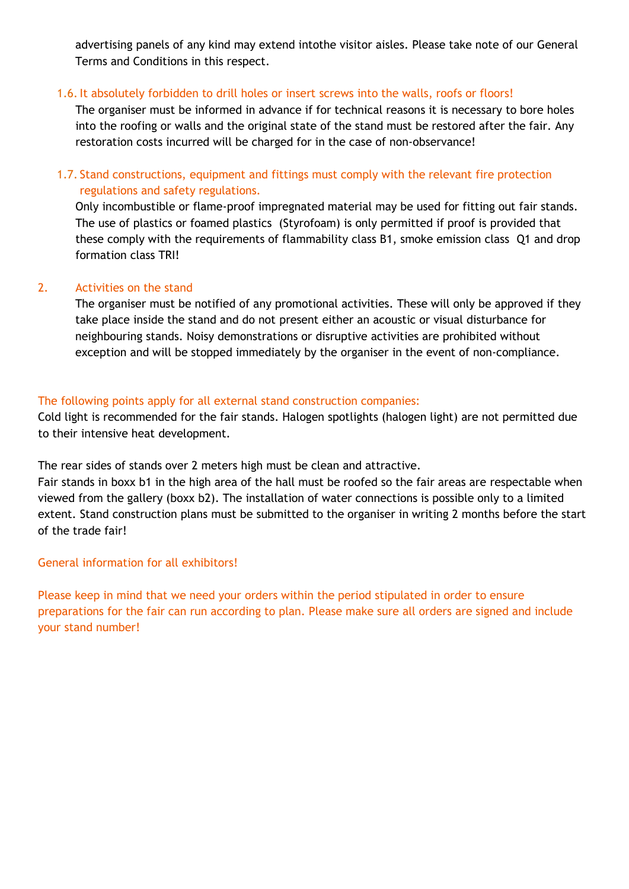advertising panels of any kind may extend intothe visitor aisles. Please take note of our General Terms and Conditions in this respect.

### 1.6. It absolutely forbidden to drill holes or insert screws into the walls, roofs or floors!

The organiser must be informed in advance if for technical reasons it is necessary to bore holes into the roofing or walls and the original state of the stand must be restored after the fair. Any restoration costs incurred will be charged for in the case of non-observance!

### 1.7. Stand constructions, equipment and fittings must comply with the relevant fire protection regulations and safety regulations.

Only incombustible or flame-proof impregnated material may be used for fitting out fair stands. The use of plastics or foamed plastics (Styrofoam) is only permitted if proof is provided that these comply with the requirements of flammability class B1, smoke emission class Q1 and drop formation class TRI!

## 2. Activities on the stand

The organiser must be notified of any promotional activities. These will only be approved if they take place inside the stand and do not present either an acoustic or visual disturbance for neighbouring stands. Noisy demonstrations or disruptive activities are prohibited without exception and will be stopped immediately by the organiser in the event of non-compliance.

## The following points apply for all external stand construction companies:

Cold light is recommended for the fair stands. Halogen spotlights (halogen light) are not permitted due to their intensive heat development.

The rear sides of stands over 2 meters high must be clean and attractive.
Fair stands in boxx b1 in the high area of the hall must be roofed so the fair areas are respectable when viewed from the gallery (boxx b2). The installation of water connections is possible only to a limited extent. Stand construction plans must be submitted to the organiser in writing 2 months before the start of the trade fair!

## General information for all exhibitors!

Please keep in mind that we need your orders within the period stipulated in order to ensure preparations for the fair can run according to plan. Please make sure all orders are signed and include your stand number!